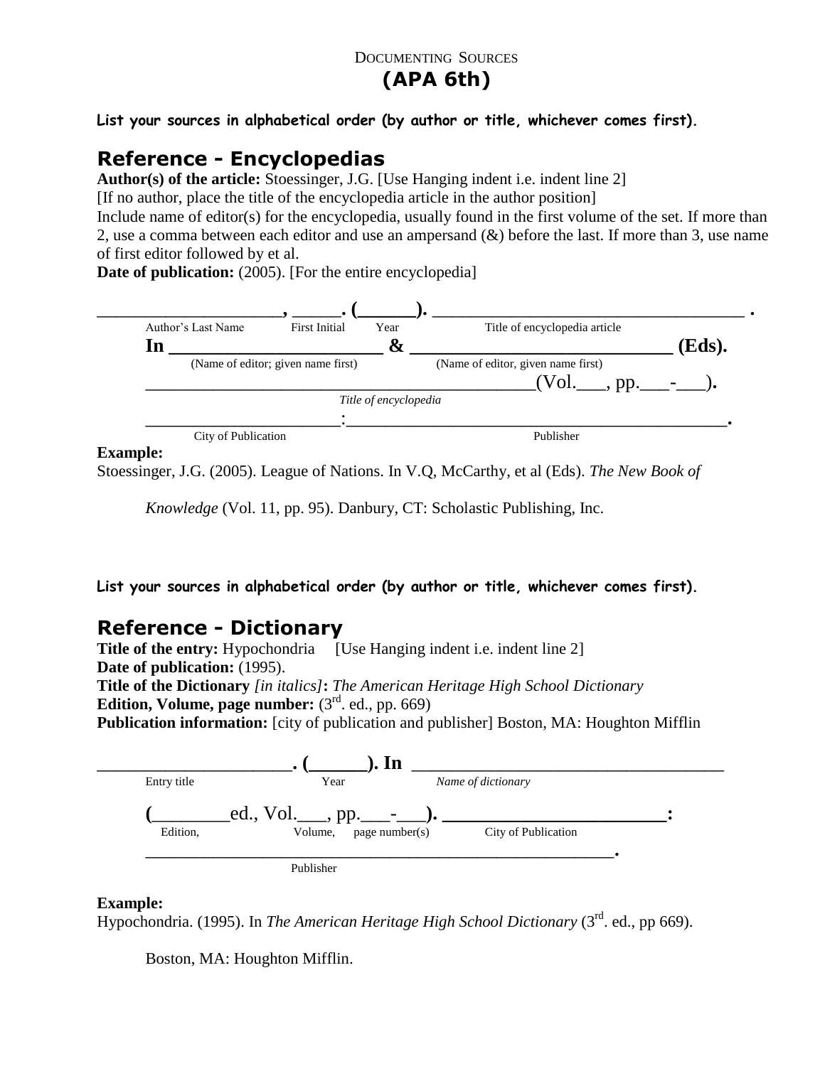DOCUMENTING SOURCES
**(APA 6th)**

**List your sources in alphabetical order (by author or title, whichever comes first).**

## Reference - Encyclopedias

**Author(s) of the article:** Stoessinger, J.G. [Use Hanging indent i.e. indent line 2]
[If no author, place the title of the encyclopedia article in the author position]
Include name of editor(s) for the encyclopedia, usually found in the first volume of the set. If more than 2, use a comma between each editor and use an ampersand (&) before the last. If more than 3, use name of first editor followed by et al.
**Date of publication:** (2005). [For the entire encyclopedia]

**____________________, _____. (______). ___________________________________ .**
Author's Last Name First Initial Year Title of encyclopedia article

**In ______________________ & ____________________________ (Eds).**
(Name of editor; given name first) (Name of editor, given name first)

_____________________________________________(Vol.___, pp.___-___).
*Title of encyclopedia*

______________________:__________________________________________.
City of Publication Publisher

**Example:**

Stoessinger, J.G. (2005). League of Nations. In V.Q, McCarthy, et al (Eds). *The New Book of Knowledge* (Vol. 11, pp. 95). Danbury, CT: Scholastic Publishing, Inc.

**List your sources in alphabetical order (by author or title, whichever comes first).**

## Reference - Dictionary

**Title of the entry:** Hypochondria [Use Hanging indent i.e. indent line 2]
**Date of publication:** (1995).
**Title of the Dictionary** *[in italics]***:** *The American Heritage High School Dictionary*
**Edition, Volume, page number:** (3rd. ed., pp. 669)
**Publication information:** [city of publication and publisher] Boston, MA: Houghton Mifflin

**_____________________. (______). In** ___________________________________
Entry title Year *Name of dictionary*

**(**________ed., Vol.___, pp.___-___**). ______________________:**
Edition, Volume, page number(s) City of Publication

**_____________________________________________________.**
Publisher

**Example:**

Hypochondria. (1995). In *The American Heritage High School Dictionary* (3rd. ed., pp 669). Boston, MA: Houghton Mifflin.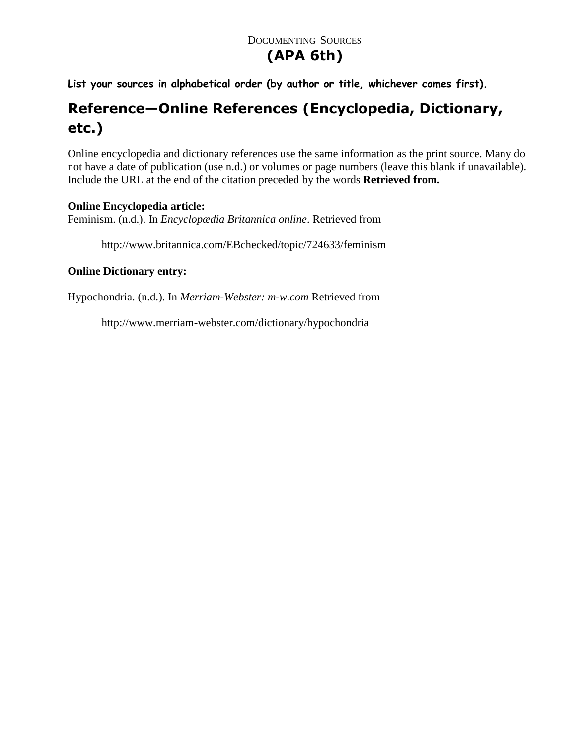DOCUMENTING SOURCES

**(APA 6th)**

**List your sources in alphabetical order (by author or title, whichever comes first).**

## Reference—Online References (Encyclopedia, Dictionary, etc.)

Online encyclopedia and dictionary references use the same information as the print source. Many do not have a date of publication (use n.d.) or volumes or page numbers (leave this blank if unavailable). Include the URL at the end of the citation preceded by the words **Retrieved from.**

**Online Encyclopedia article:**

Feminism. (n.d.). In *Encyclopædia Britannica online*. Retrieved from

http://www.britannica.com/EBchecked/topic/724633/feminism

**Online Dictionary entry:**

Hypochondria. (n.d.). In *Merriam-Webster: m-w.com* Retrieved from

http://www.merriam-webster.com/dictionary/hypochondria